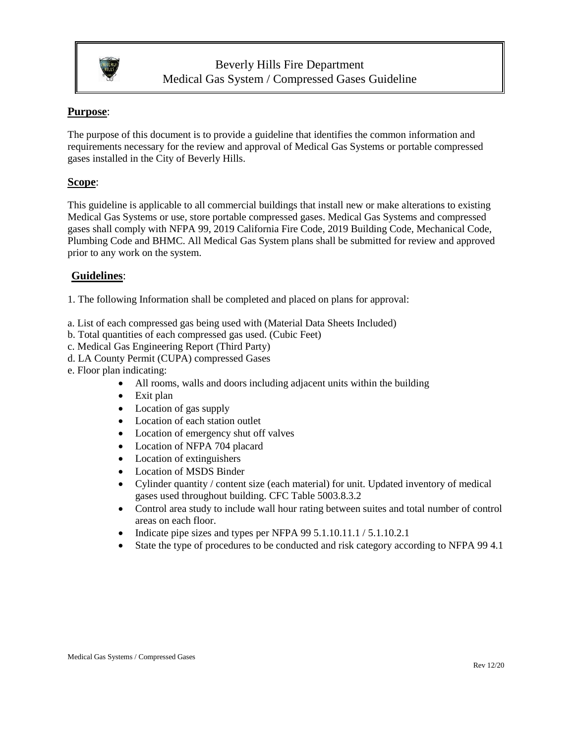# Beverly Hills Fire Department
# Medical Gas System / Compressed Gases Guideline

## **Purpose**:

The purpose of this document is to provide a guideline that identifies the common information and requirements necessary for the review and approval of Medical Gas Systems or portable compressed gases installed in the City of Beverly Hills.

## **Scope**:

This guideline is applicable to all commercial buildings that install new or make alterations to existing Medical Gas Systems or use, store portable compressed gases. Medical Gas Systems and compressed gases shall comply with NFPA 99, 2019 California Fire Code, 2019 Building Code, Mechanical Code, Plumbing Code and BHMC. All Medical Gas System plans shall be submitted for review and approved prior to any work on the system.

## **Guidelines**:

1. The following Information shall be completed and placed on plans for approval:

a. List of each compressed gas being used with (Material Data Sheets Included)
b. Total quantities of each compressed gas used. (Cubic Feet)
c. Medical Gas Engineering Report (Third Party)
d. LA County Permit (CUPA) compressed Gases
e. Floor plan indicating:

- All rooms, walls and doors including adjacent units within the building
- Exit plan
- Location of gas supply
- Location of each station outlet
- Location of emergency shut off valves
- Location of NFPA 704 placard
- Location of extinguishers
- Location of MSDS Binder
- Cylinder quantity / content size (each material) for unit. Updated inventory of medical gases used throughout building. CFC Table 5003.8.3.2
- Control area study to include wall hour rating between suites and total number of control areas on each floor.
- Indicate pipe sizes and types per NFPA 99 5.1.10.11.1 / 5.1.10.2.1
- State the type of procedures to be conducted and risk category according to NFPA 99 4.1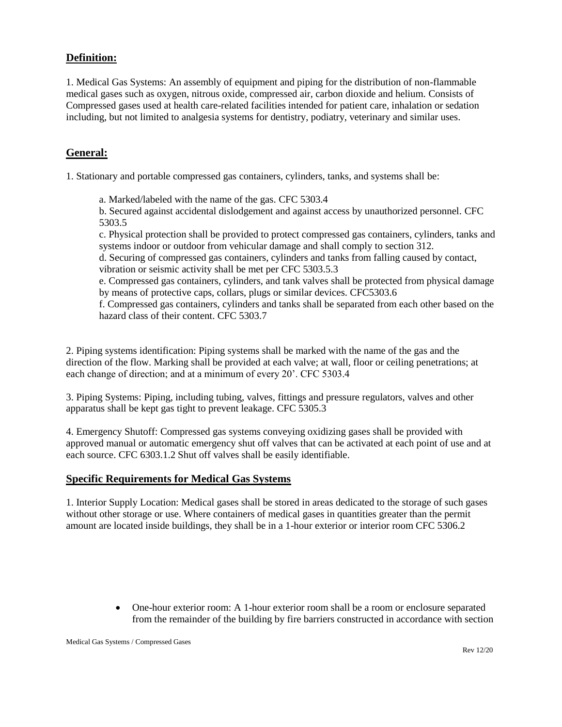## Definition:

1. Medical Gas Systems: An assembly of equipment and piping for the distribution of non-flammable medical gases such as oxygen, nitrous oxide, compressed air, carbon dioxide and helium. Consists of Compressed gases used at health care-related facilities intended for patient care, inhalation or sedation including, but not limited to analgesia systems for dentistry, podiatry, veterinary and similar uses.

## General:

1. Stationary and portable compressed gas containers, cylinders, tanks, and systems shall be:

   a. Marked/labeled with the name of the gas. CFC 5303.4
   
   b. Secured against accidental dislodgement and against access by unauthorized personnel. CFC 5303.5
   
   c. Physical protection shall be provided to protect compressed gas containers, cylinders, tanks and systems indoor or outdoor from vehicular damage and shall comply to section 312.
   
   d. Securing of compressed gas containers, cylinders and tanks from falling caused by contact, vibration or seismic activity shall be met per CFC 5303.5.3
   
   e. Compressed gas containers, cylinders, and tank valves shall be protected from physical damage by means of protective caps, collars, plugs or similar devices. CFC5303.6
   
   f. Compressed gas containers, cylinders and tanks shall be separated from each other based on the hazard class of their content. CFC 5303.7

2. Piping systems identification: Piping systems shall be marked with the name of the gas and the direction of the flow. Marking shall be provided at each valve; at wall, floor or ceiling penetrations; at each change of direction; and at a minimum of every 20'. CFC 5303.4

3. Piping Systems: Piping, including tubing, valves, fittings and pressure regulators, valves and other apparatus shall be kept gas tight to prevent leakage. CFC 5305.3

4. Emergency Shutoff: Compressed gas systems conveying oxidizing gases shall be provided with approved manual or automatic emergency shut off valves that can be activated at each point of use and at each source. CFC 6303.1.2 Shut off valves shall be easily identifiable.

## Specific Requirements for Medical Gas Systems

1. Interior Supply Location: Medical gases shall be stored in areas dedicated to the storage of such gases without other storage or use. Where containers of medical gases in quantities greater than the permit amount are located inside buildings, they shall be in a 1-hour exterior or interior room CFC 5306.2

   - One-hour exterior room: A 1-hour exterior room shall be a room or enclosure separated from the remainder of the building by fire barriers constructed in accordance with section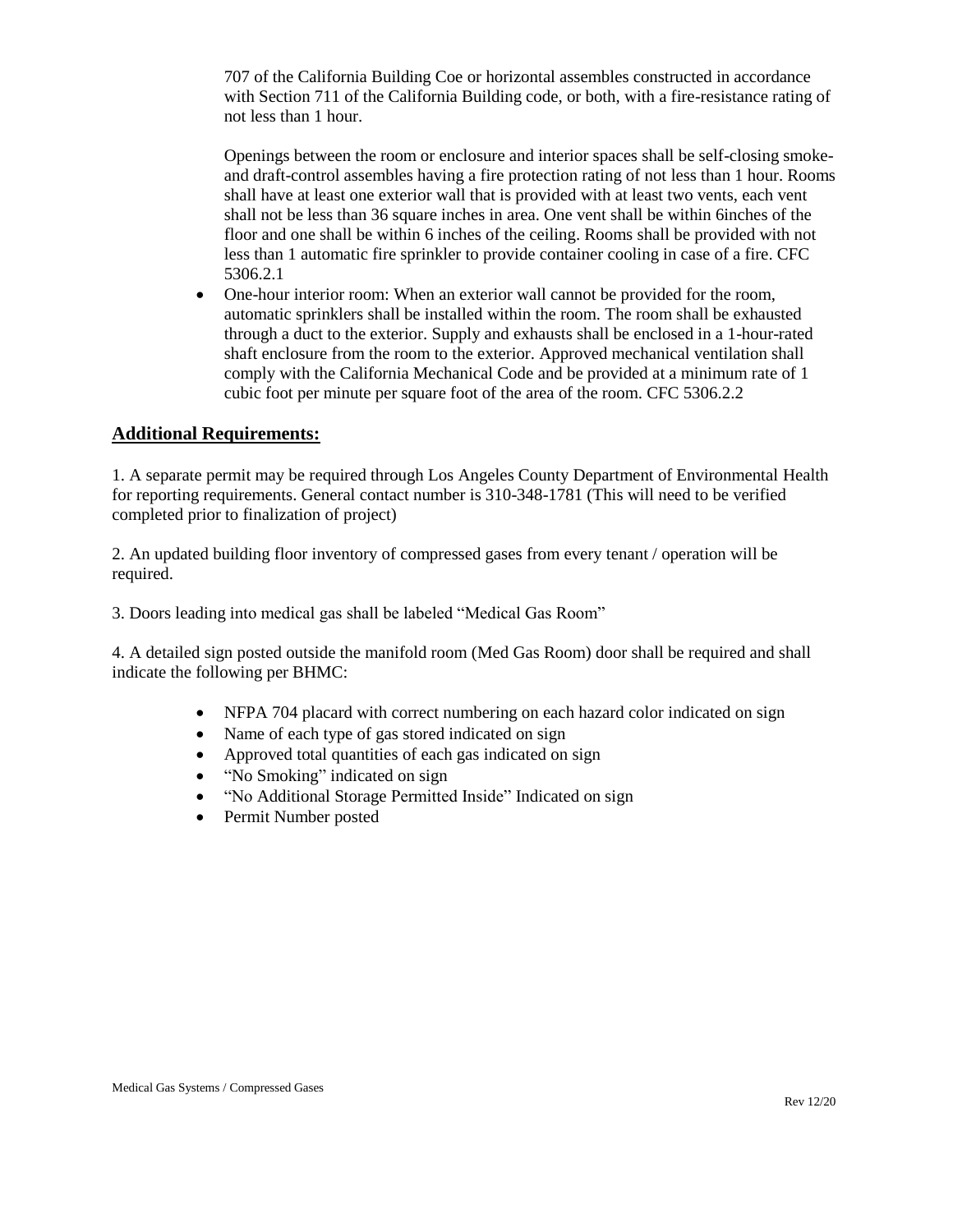707 of the California Building Coe or horizontal assembles constructed in accordance with Section 711 of the California Building code, or both, with a fire-resistance rating of not less than 1 hour.

Openings between the room or enclosure and interior spaces shall be self-closing smoke- and draft-control assembles having a fire protection rating of not less than 1 hour. Rooms shall have at least one exterior wall that is provided with at least two vents, each vent shall not be less than 36 square inches in area. One vent shall be within 6inches of the floor and one shall be within 6 inches of the ceiling. Rooms shall be provided with not less than 1 automatic fire sprinkler to provide container cooling in case of a fire. CFC 5306.2.1

- One-hour interior room: When an exterior wall cannot be provided for the room, automatic sprinklers shall be installed within the room. The room shall be exhausted through a duct to the exterior. Supply and exhausts shall be enclosed in a 1-hour-rated shaft enclosure from the room to the exterior. Approved mechanical ventilation shall comply with the California Mechanical Code and be provided at a minimum rate of 1 cubic foot per minute per square foot of the area of the room. CFC 5306.2.2

## Additional Requirements:

1. A separate permit may be required through Los Angeles County Department of Environmental Health for reporting requirements. General contact number is 310-348-1781 (This will need to be verified completed prior to finalization of project)

2. An updated building floor inventory of compressed gases from every tenant / operation will be required.

3. Doors leading into medical gas shall be labeled "Medical Gas Room"

4. A detailed sign posted outside the manifold room (Med Gas Room) door shall be required and shall indicate the following per BHMC:

- NFPA 704 placard with correct numbering on each hazard color indicated on sign
- Name of each type of gas stored indicated on sign
- Approved total quantities of each gas indicated on sign
- "No Smoking" indicated on sign
- "No Additional Storage Permitted Inside" Indicated on sign
- Permit Number posted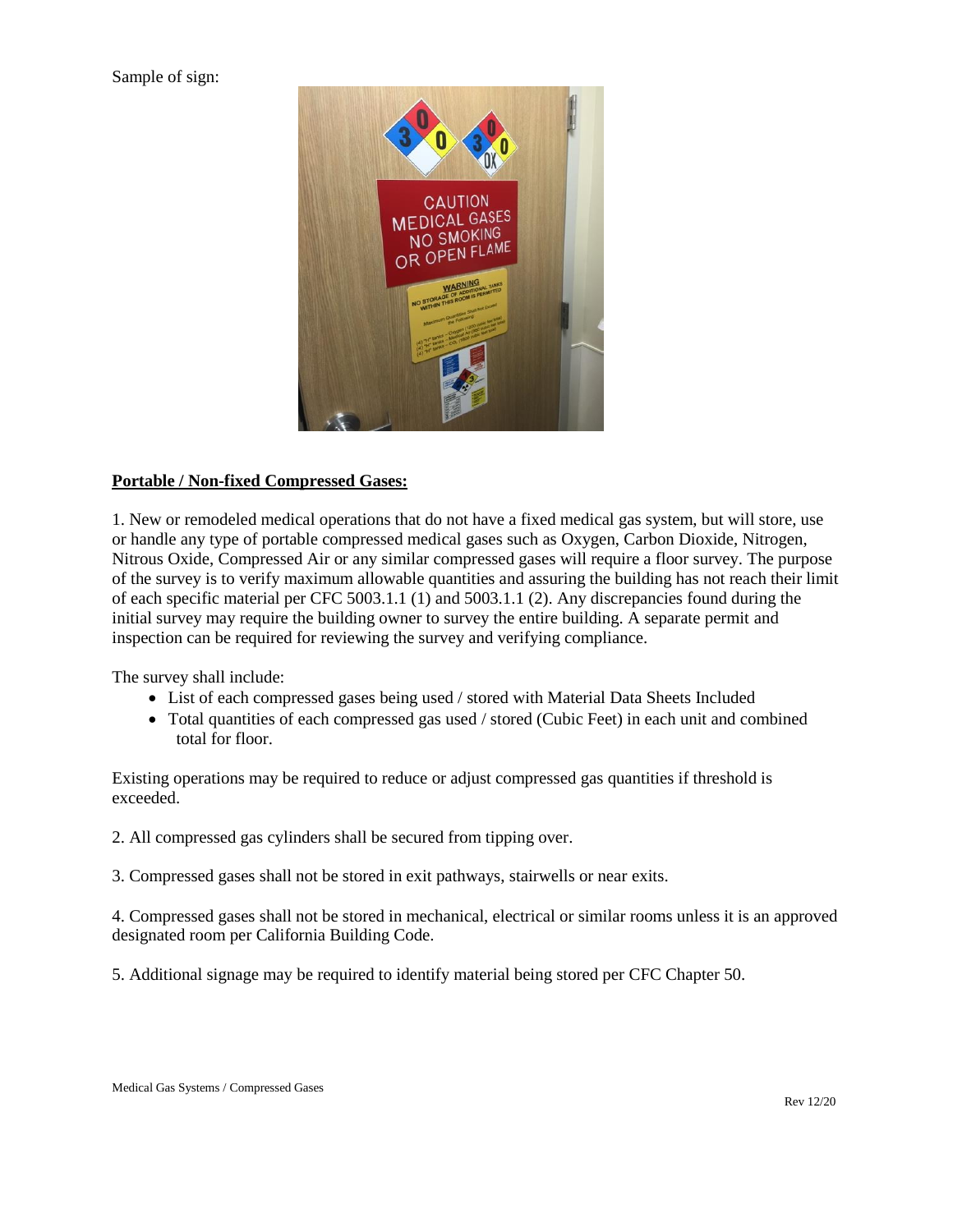Sample of sign:

**Portable / Non-fixed Compressed Gases:**

1. New or remodeled medical operations that do not have a fixed medical gas system, but will store, use or handle any type of portable compressed medical gases such as Oxygen, Carbon Dioxide, Nitrogen, Nitrous Oxide, Compressed Air or any similar compressed gases will require a floor survey. The purpose of the survey is to verify maximum allowable quantities and assuring the building has not reach their limit of each specific material per CFC 5003.1.1 (1) and 5003.1.1 (2). Any discrepancies found during the initial survey may require the building owner to survey the entire building. A separate permit and inspection can be required for reviewing the survey and verifying compliance.

The survey shall include:

- List of each compressed gases being used / stored with Material Data Sheets Included
- Total quantities of each compressed gas used / stored (Cubic Feet) in each unit and combined total for floor.

Existing operations may be required to reduce or adjust compressed gas quantities if threshold is exceeded.

2. All compressed gas cylinders shall be secured from tipping over.

3. Compressed gases shall not be stored in exit pathways, stairwells or near exits.

4. Compressed gases shall not be stored in mechanical, electrical or similar rooms unless it is an approved designated room per California Building Code.

5. Additional signage may be required to identify material being stored per CFC Chapter 50.